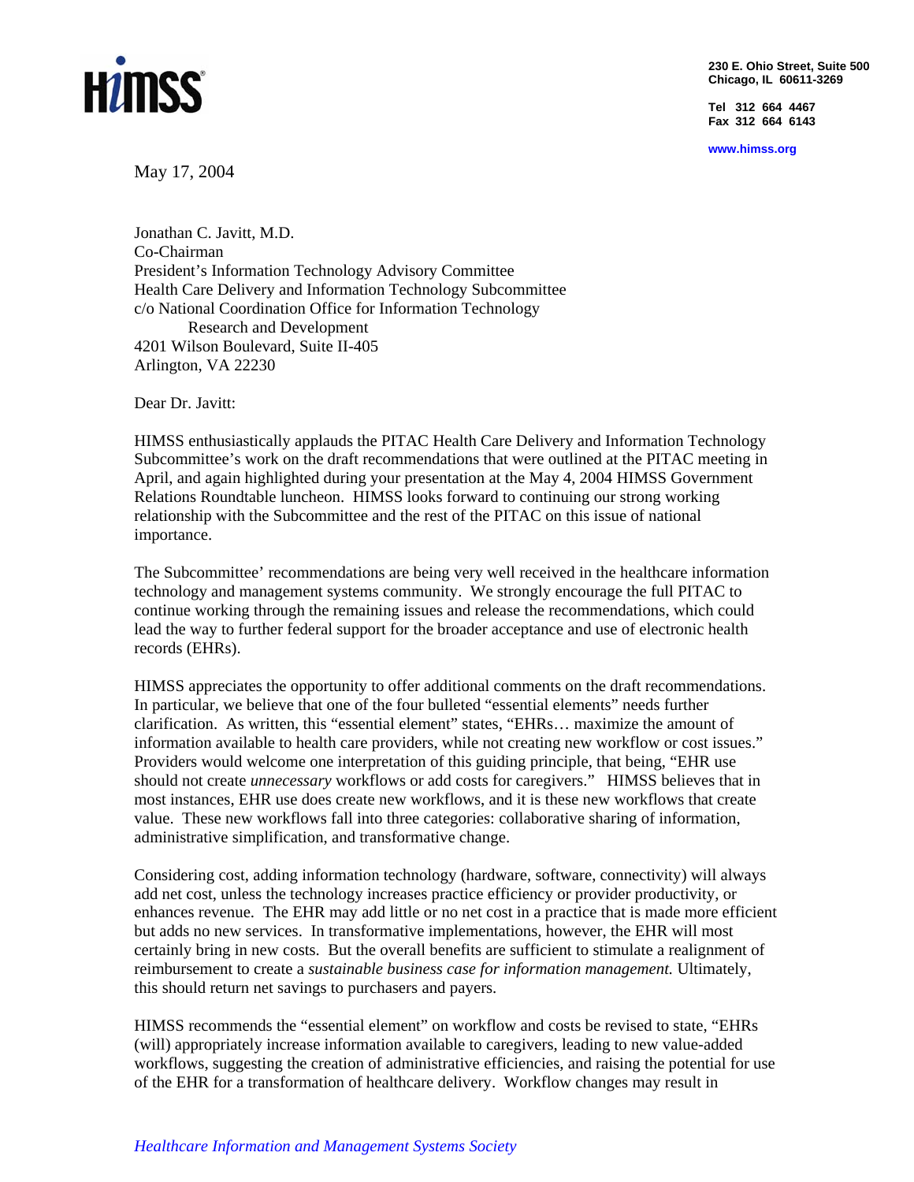HIMSS

230 E. Ohio Street, Suite 500
Chicago, IL 60611-3269

Tel 312 664 4467
Fax 312 664 6143

www.himss.org

May 17, 2004

Jonathan C. Javitt, M.D.
Co-Chairman
President's Information Technology Advisory Committee
Health Care Delivery and Information Technology Subcommittee
c/o National Coordination Office for Information Technology
Research and Development
4201 Wilson Boulevard, Suite II-405
Arlington, VA 22230

Dear Dr. Javitt:

HIMSS enthusiastically applauds the PITAC Health Care Delivery and Information Technology Subcommittee's work on the draft recommendations that were outlined at the PITAC meeting in April, and again highlighted during your presentation at the May 4, 2004 HIMSS Government Relations Roundtable luncheon. HIMSS looks forward to continuing our strong working relationship with the Subcommittee and the rest of the PITAC on this issue of national importance.

The Subcommittee' recommendations are being very well received in the healthcare information technology and management systems community. We strongly encourage the full PITAC to continue working through the remaining issues and release the recommendations, which could lead the way to further federal support for the broader acceptance and use of electronic health records (EHRs).

HIMSS appreciates the opportunity to offer additional comments on the draft recommendations. In particular, we believe that one of the four bulleted "essential elements" needs further clarification. As written, this "essential element" states, "EHRs… maximize the amount of information available to health care providers, while not creating new workflow or cost issues." Providers would welcome one interpretation of this guiding principle, that being, "EHR use should not create *unnecessary* workflows or add costs for caregivers." HIMSS believes that in most instances, EHR use does create new workflows, and it is these new workflows that create value. These new workflows fall into three categories: collaborative sharing of information, administrative simplification, and transformative change.

Considering cost, adding information technology (hardware, software, connectivity) will always add net cost, unless the technology increases practice efficiency or provider productivity, or enhances revenue. The EHR may add little or no net cost in a practice that is made more efficient but adds no new services. In transformative implementations, however, the EHR will most certainly bring in new costs. But the overall benefits are sufficient to stimulate a realignment of reimbursement to create a *sustainable business case for information management.* Ultimately, this should return net savings to purchasers and payers.

HIMSS recommends the "essential element" on workflow and costs be revised to state, "EHRs (will) appropriately increase information available to caregivers, leading to new value-added workflows, suggesting the creation of administrative efficiencies, and raising the potential for use of the EHR for a transformation of healthcare delivery. Workflow changes may result in

*Healthcare Information and Management Systems Society*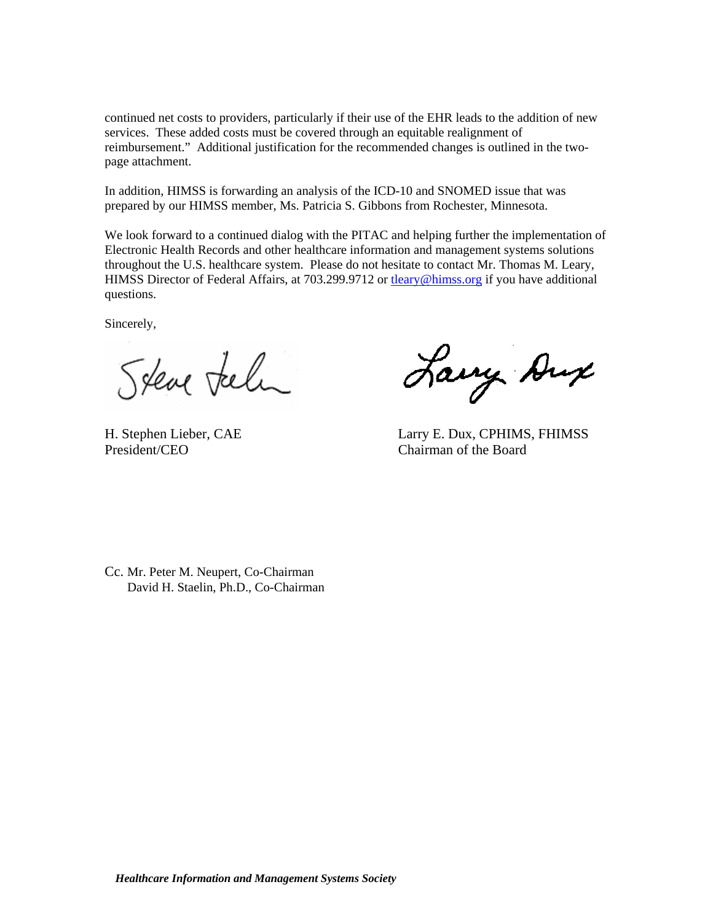continued net costs to providers, particularly if their use of the EHR leads to the addition of new services. These added costs must be covered through an equitable realignment of reimbursement." Additional justification for the recommended changes is outlined in the two-page attachment.

In addition, HIMSS is forwarding an analysis of the ICD-10 and SNOMED issue that was prepared by our HIMSS member, Ms. Patricia S. Gibbons from Rochester, Minnesota.

We look forward to a continued dialog with the PITAC and helping further the implementation of Electronic Health Records and other healthcare information and management systems solutions throughout the U.S. healthcare system. Please do not hesitate to contact Mr. Thomas M. Leary, HIMSS Director of Federal Affairs, at 703.299.9712 or [tleary@himss.org](mailto:tleary@himss.org) if you have additional questions.

Sincerely,

H. Stephen Lieber, CAE
President/CEO

Larry E. Dux, CPHIMS, FHIMSS
Chairman of the Board

Cc. Mr. Peter M. Neupert, Co-Chairman
David H. Staelin, Ph.D., Co-Chairman